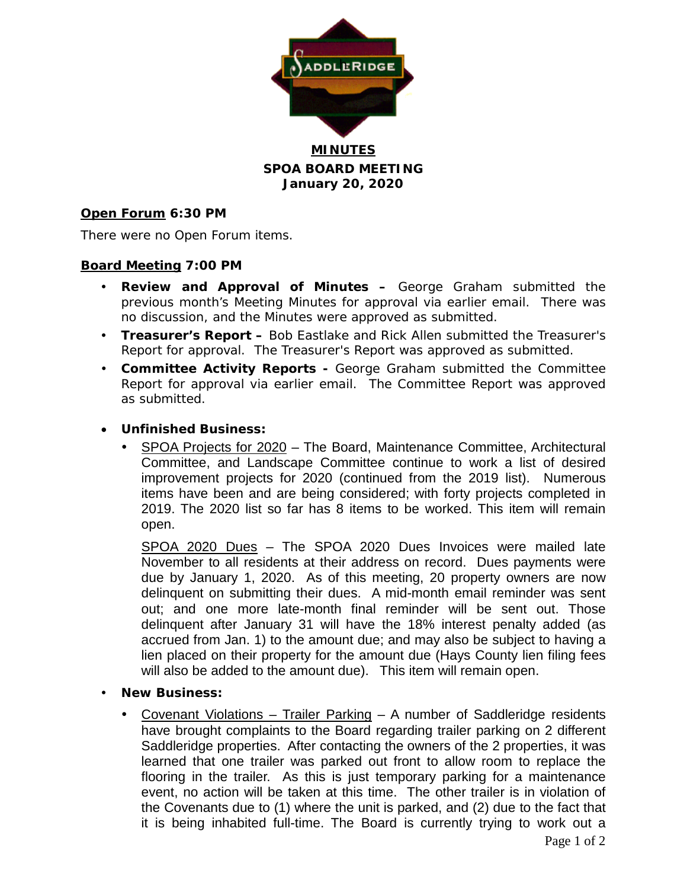# MINUTES

## SPOA BOARD MEETING

### January 20, 2020

**Open Forum 6:30 PM**

There were no Open Forum items.

**Board Meeting 7:00 PM**

- **Review and Approval of Minutes –** George Graham submitted the previous month's Meeting Minutes for approval via earlier email. There was no discussion, and the Minutes were approved as submitted.
- **Treasurer's Report –** Bob Eastlake and Rick Allen submitted the Treasurer's Report for approval. The Treasurer's Report was approved as submitted.
- **Committee Activity Reports -** George Graham submitted the Committee Report for approval via earlier email. The Committee Report was approved as submitted.
- **Unfinished Business:**
  - SPOA Projects for 2020 – The Board, Maintenance Committee, Architectural Committee, and Landscape Committee continue to work a list of desired improvement projects for 2020 (continued from the 2019 list). Numerous items have been and are being considered; with forty projects completed in 2019. The 2020 list so far has 8 items to be worked. This item will remain open.

    SPOA 2020 Dues – The SPOA 2020 Dues Invoices were mailed late November to all residents at their address on record. Dues payments were due by January 1, 2020. As of this meeting, 20 property owners are now delinquent on submitting their dues. A mid-month email reminder was sent out; and one more late-month final reminder will be sent out. Those delinquent after January 31 will have the 18% interest penalty added (as accrued from Jan. 1) to the amount due; and may also be subject to having a lien placed on their property for the amount due (Hays County lien filing fees will also be added to the amount due). This item will remain open.
- **New Business:**
  - Covenant Violations – Trailer Parking – A number of Saddleridge residents have brought complaints to the Board regarding trailer parking on 2 different Saddleridge properties. After contacting the owners of the 2 properties, it was learned that one trailer was parked out front to allow room to replace the flooring in the trailer. As this is just temporary parking for a maintenance event, no action will be taken at this time. The other trailer is in violation of the Covenants due to (1) where the unit is parked, and (2) due to the fact that it is being inhabited full-time. The Board is currently trying to work out a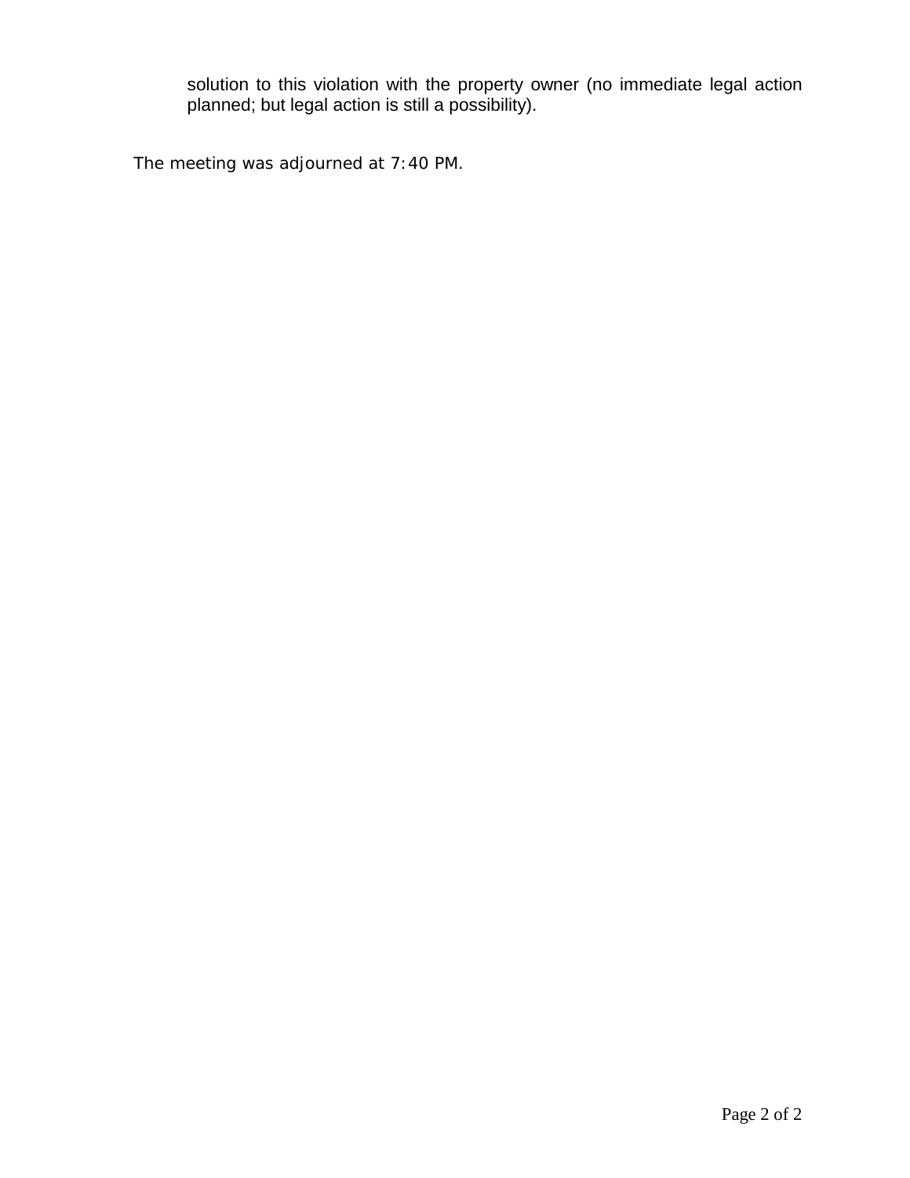solution to this violation with the property owner (no immediate legal action planned; but legal action is still a possibility).

The meeting was adjourned at 7:40 PM.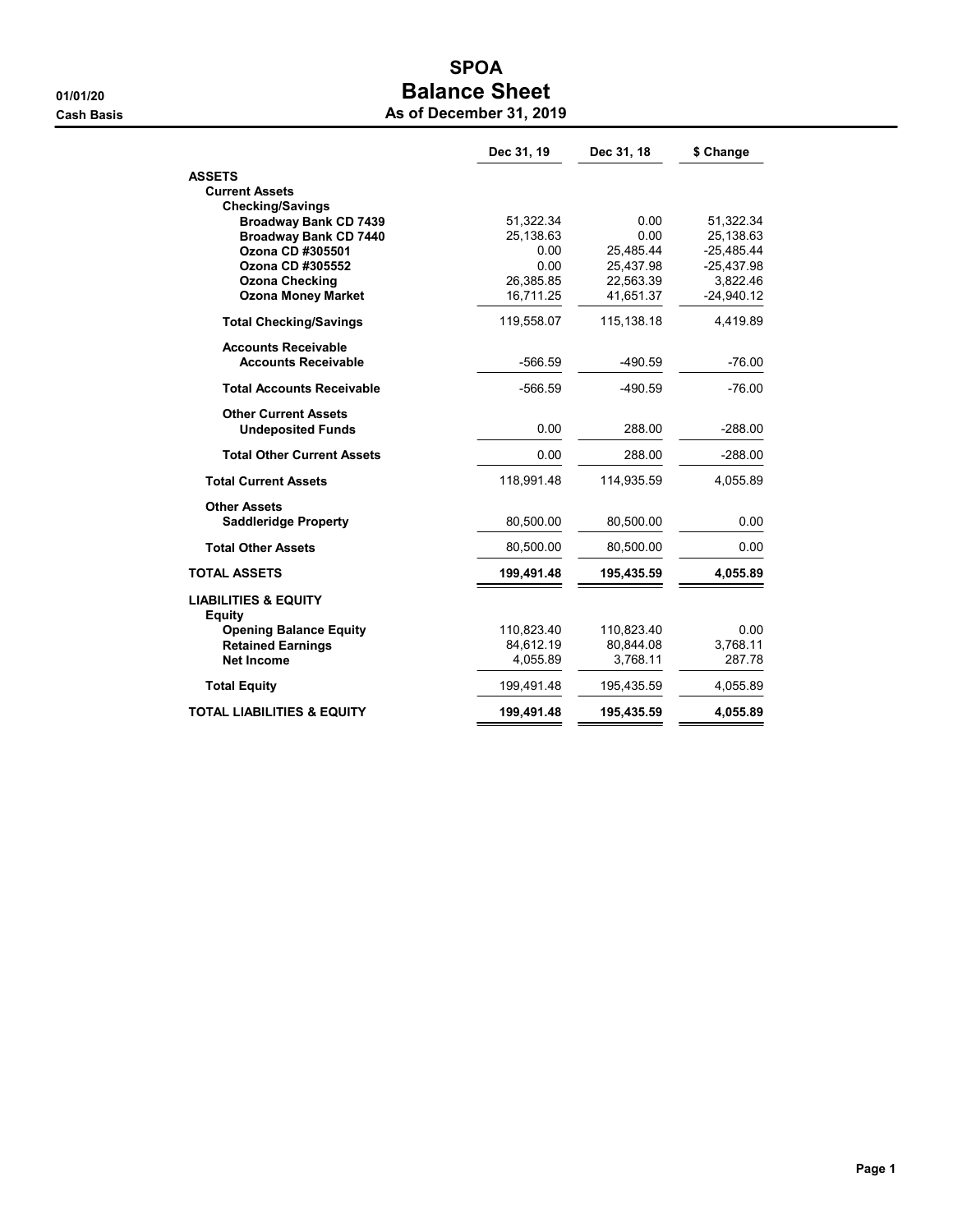# SPOA

## Balance Sheet

### As of December 31, 2019

01/01/20

Cash Basis

| | Dec 31, 19 | Dec 31, 18 | $ Change |
|---|---|---|---|
| **ASSETS** | | | |
| **Current Assets** | | | |
| **Checking/Savings** | | | |
| **Broadway Bank CD 7439** | 51,322.34 | 0.00 | 51,322.34 |
| **Broadway Bank CD 7440** | 25,138.63 | 0.00 | 25,138.63 |
| **Ozona CD #305501** | 0.00 | 25,485.44 | -25,485.44 |
| **Ozona CD #305552** | 0.00 | 25,437.98 | -25,437.98 |
| **Ozona Checking** | 26,385.85 | 22,563.39 | 3,822.46 |
| **Ozona Money Market** | 16,711.25 | 41,651.37 | -24,940.12 |
| **Total Checking/Savings** | 119,558.07 | 115,138.18 | 4,419.89 |
| **Accounts Receivable** | | | |
| **Accounts Receivable** | -566.59 | -490.59 | -76.00 |
| **Total Accounts Receivable** | -566.59 | -490.59 | -76.00 |
| **Other Current Assets** | | | |
| **Undeposited Funds** | 0.00 | 288.00 | -288.00 |
| **Total Other Current Assets** | 0.00 | 288.00 | -288.00 |
| **Total Current Assets** | 118,991.48 | 114,935.59 | 4,055.89 |
| **Other Assets** | | | |
| **Saddleridge Property** | 80,500.00 | 80,500.00 | 0.00 |
| **Total Other Assets** | 80,500.00 | 80,500.00 | 0.00 |
| **TOTAL ASSETS** | **199,491.48** | **195,435.59** | **4,055.89** |
| **LIABILITIES & EQUITY** | | | |
| **Equity** | | | |
| **Opening Balance Equity** | 110,823.40 | 110,823.40 | 0.00 |
| **Retained Earnings** | 84,612.19 | 80,844.08 | 3,768.11 |
| **Net Income** | 4,055.89 | 3,768.11 | 287.78 |
| **Total Equity** | 199,491.48 | 195,435.59 | 4,055.89 |
| **TOTAL LIABILITIES & EQUITY** | **199,491.48** | **195,435.59** | **4,055.89** |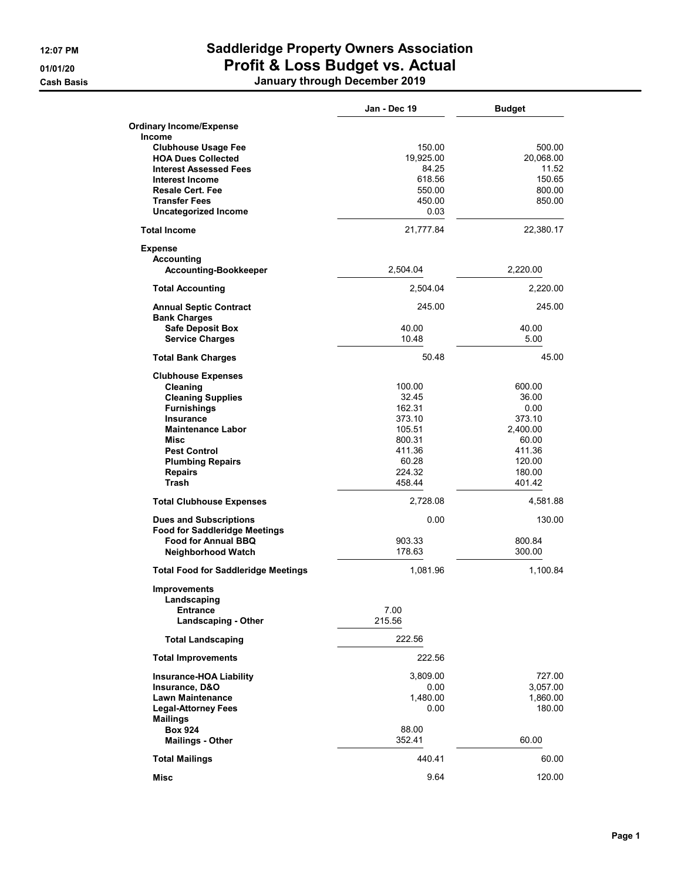# Saddleridge Property Owners Association

## Profit & Loss Budget vs. Actual

### January through December 2019

12:07 PM
01/01/20
Cash Basis

| | Jan - Dec 19 | Budget |
|---|---|---|
| **Ordinary Income/Expense** | | |
| **Income** | | |
| **Clubhouse Usage Fee** | 150.00 | 500.00 |
| **HOA Dues Collected** | 19,925.00 | 20,068.00 |
| **Interest Assessed Fees** | 84.25 | 11.52 |
| **Interest Income** | 618.56 | 150.65 |
| **Resale Cert. Fee** | 550.00 | 800.00 |
| **Transfer Fees** | 450.00 | 850.00 |
| **Uncategorized Income** | 0.03 | |
| **Total Income** | 21,777.84 | 22,380.17 |
| **Expense** | | |
| **Accounting** | | |
| **Accounting-Bookkeeper** | 2,504.04 | 2,220.00 |
| **Total Accounting** | 2,504.04 | 2,220.00 |
| **Annual Septic Contract** | 245.00 | 245.00 |
| **Bank Charges** | | |
| **Safe Deposit Box** | 40.00 | 40.00 |
| **Service Charges** | 10.48 | 5.00 |
| **Total Bank Charges** | 50.48 | 45.00 |
| **Clubhouse Expenses** | | |
| **Cleaning** | 100.00 | 600.00 |
| **Cleaning Supplies** | 32.45 | 36.00 |
| **Furnishings** | 162.31 | 0.00 |
| **Insurance** | 373.10 | 373.10 |
| **Maintenance Labor** | 105.51 | 2,400.00 |
| **Misc** | 800.31 | 60.00 |
| **Pest Control** | 411.36 | 411.36 |
| **Plumbing Repairs** | 60.28 | 120.00 |
| **Repairs** | 224.32 | 180.00 |
| **Trash** | 458.44 | 401.42 |
| **Total Clubhouse Expenses** | 2,728.08 | 4,581.88 |
| **Dues and Subscriptions** | 0.00 | 130.00 |
| **Food for Saddleridge Meetings** | | |
| **Food for Annual BBQ** | 903.33 | 800.84 |
| **Neighborhood Watch** | 178.63 | 300.00 |
| **Total Food for Saddleridge Meetings** | 1,081.96 | 1,100.84 |
| **Improvements** | | |
| **Landscaping** | | |
| **Entrance** | 7.00 | |
| **Landscaping - Other** | 215.56 | |
| **Total Landscaping** | 222.56 | |
| **Total Improvements** | 222.56 | |
| **Insurance-HOA Liability** | 3,809.00 | 727.00 |
| **Insurance, D&O** | 0.00 | 3,057.00 |
| **Lawn Maintenance** | 1,480.00 | 1,860.00 |
| **Legal-Attorney Fees** | 0.00 | 180.00 |
| **Mailings** | | |
| **Box 924** | 88.00 | |
| **Mailings - Other** | 352.41 | 60.00 |
| **Total Mailings** | 440.41 | 60.00 |
| **Misc** | 9.64 | 120.00 |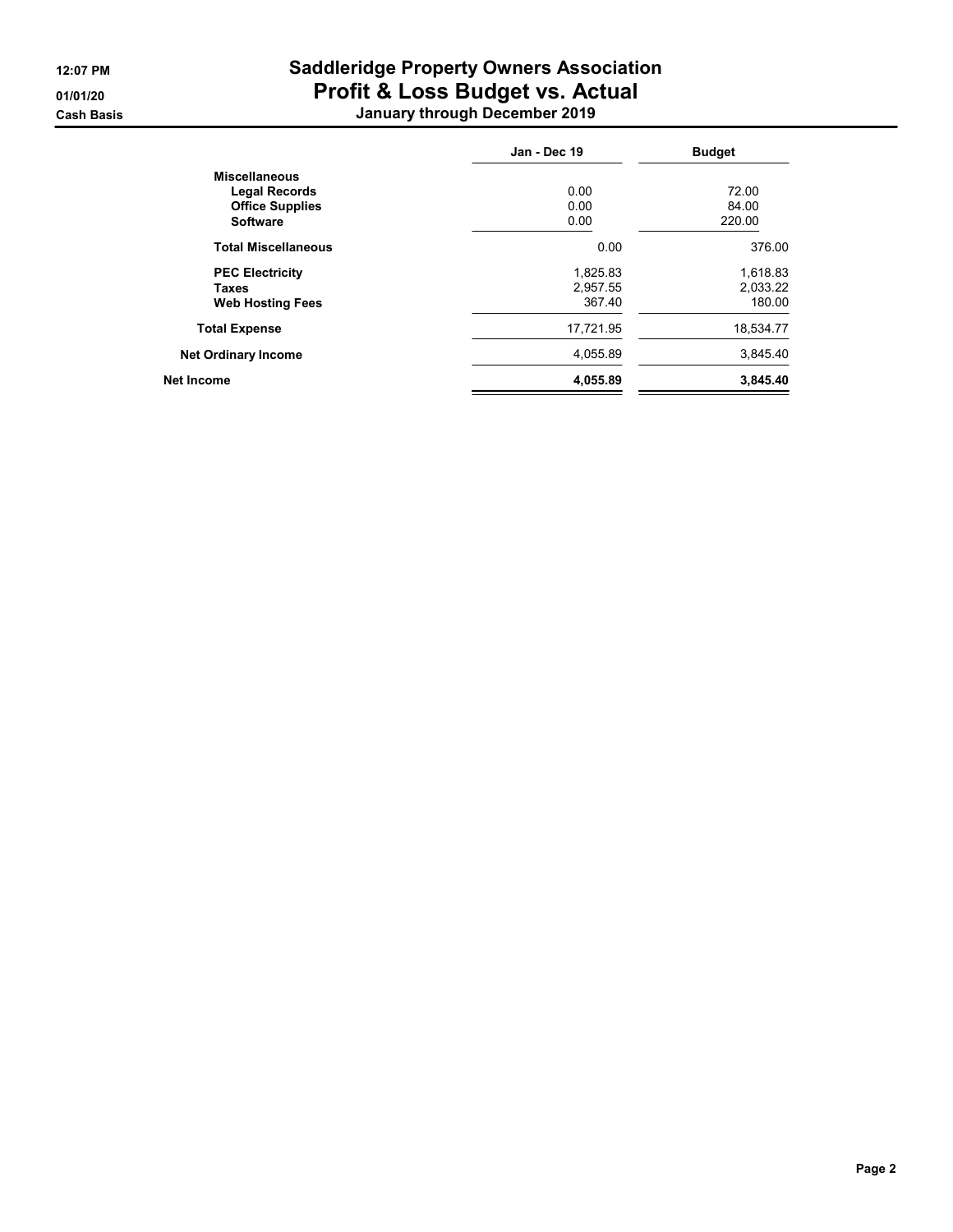# Saddleridge Property Owners Association

## Profit & Loss Budget vs. Actual

### January through December 2019

12:07 PM
01/01/20
Cash Basis

| | Jan - Dec 19 | Budget |
|---|---|---|
| **Miscellaneous** | | |
| **Legal Records** | 0.00 | 72.00 |
| **Office Supplies** | 0.00 | 84.00 |
| **Software** | 0.00 | 220.00 |
| **Total Miscellaneous** | 0.00 | 376.00 |
| **PEC Electricity** | 1,825.83 | 1,618.83 |
| **Taxes** | 2,957.55 | 2,033.22 |
| **Web Hosting Fees** | 367.40 | 180.00 |
| **Total Expense** | 17,721.95 | 18,534.77 |
| **Net Ordinary Income** | 4,055.89 | 3,845.40 |
| **Net Income** | **4,055.89** | **3,845.40** |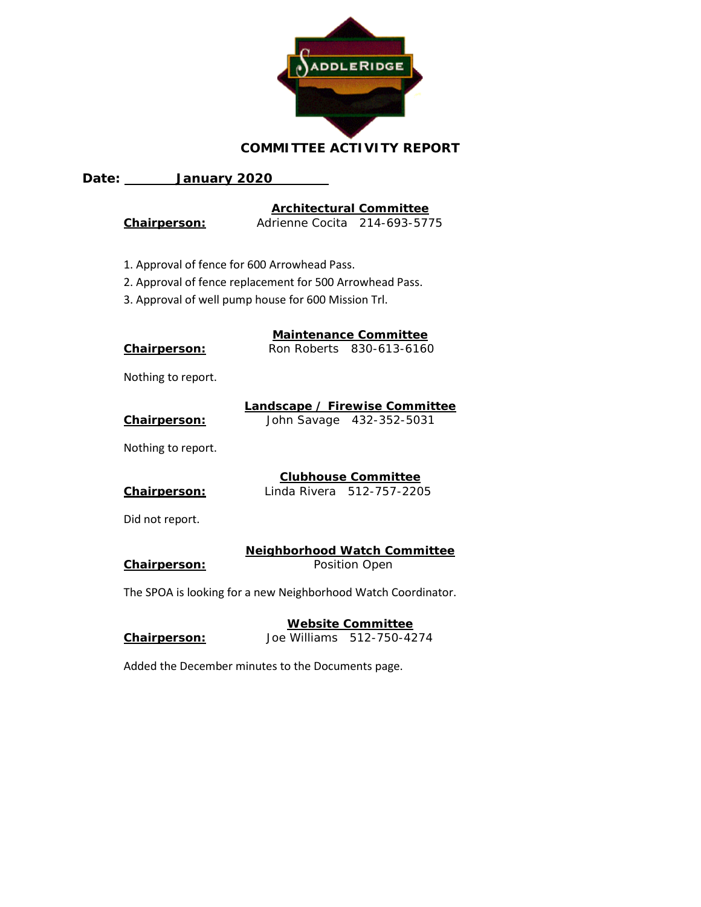SADDLERIDGE

# COMMITTEE ACTIVITY REPORT

**Date:** January 2020

## Architectural Committee

**Chairperson:** Adrienne Cocita 214-693-5775

1. Approval of fence for 600 Arrowhead Pass.
2. Approval of fence replacement for 500 Arrowhead Pass.
3. Approval of well pump house for 600 Mission Trl.

## Maintenance Committee

**Chairperson:** Ron Roberts 830-613-6160

Nothing to report.

## Landscape / Firewise Committee

**Chairperson:** John Savage 432-352-5031

Nothing to report.

## Clubhouse Committee

**Chairperson:** Linda Rivera 512-757-2205

Did not report.

## Neighborhood Watch Committee

**Chairperson:** Position Open

The SPOA is looking for a new Neighborhood Watch Coordinator.

## Website Committee

**Chairperson:** Joe Williams 512-750-4274

Added the December minutes to the Documents page.